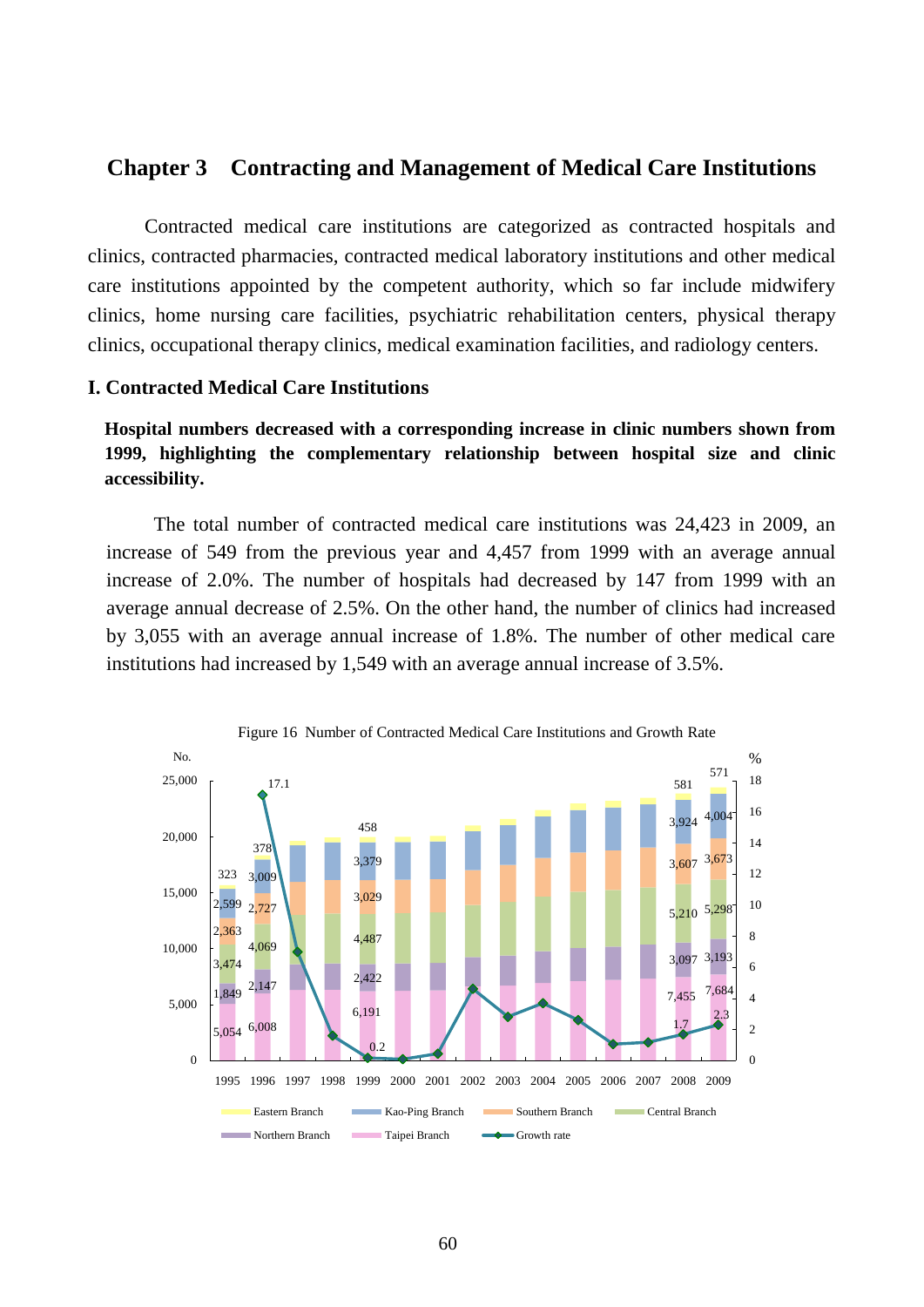# Chapter 3 Contracting and Management of Medical Care Institutions

Contracted medical care institutions are categorized as contracted hospitals and clinics, contracted pharmacies, contracted medical laboratory institutions and other medical care institutions appointed by the competent authority, which so far include midwifery clinics, home nursing care facilities, psychiatric rehabilitation centers, physical therapy clinics, occupational therapy clinics, medical examination facilities, and radiology centers.

## I. Contracted Medical Care Institutions

**Hospital numbers decreased with a corresponding increase in clinic numbers shown from 1999, highlighting the complementary relationship between hospital size and clinic accessibility.**

The total number of contracted medical care institutions was 24,423 in 2009, an increase of 549 from the previous year and 4,457 from 1999 with an average annual increase of 2.0%. The number of hospitals had decreased by 147 from 1999 with an average annual decrease of 2.5%. On the other hand, the number of clinics had increased by 3,055 with an average annual increase of 1.8%. The number of other medical care institutions had increased by 1,549 with an average annual increase of 3.5%.

Figure 16 Number of Contracted Medical Care Institutions and Growth Rate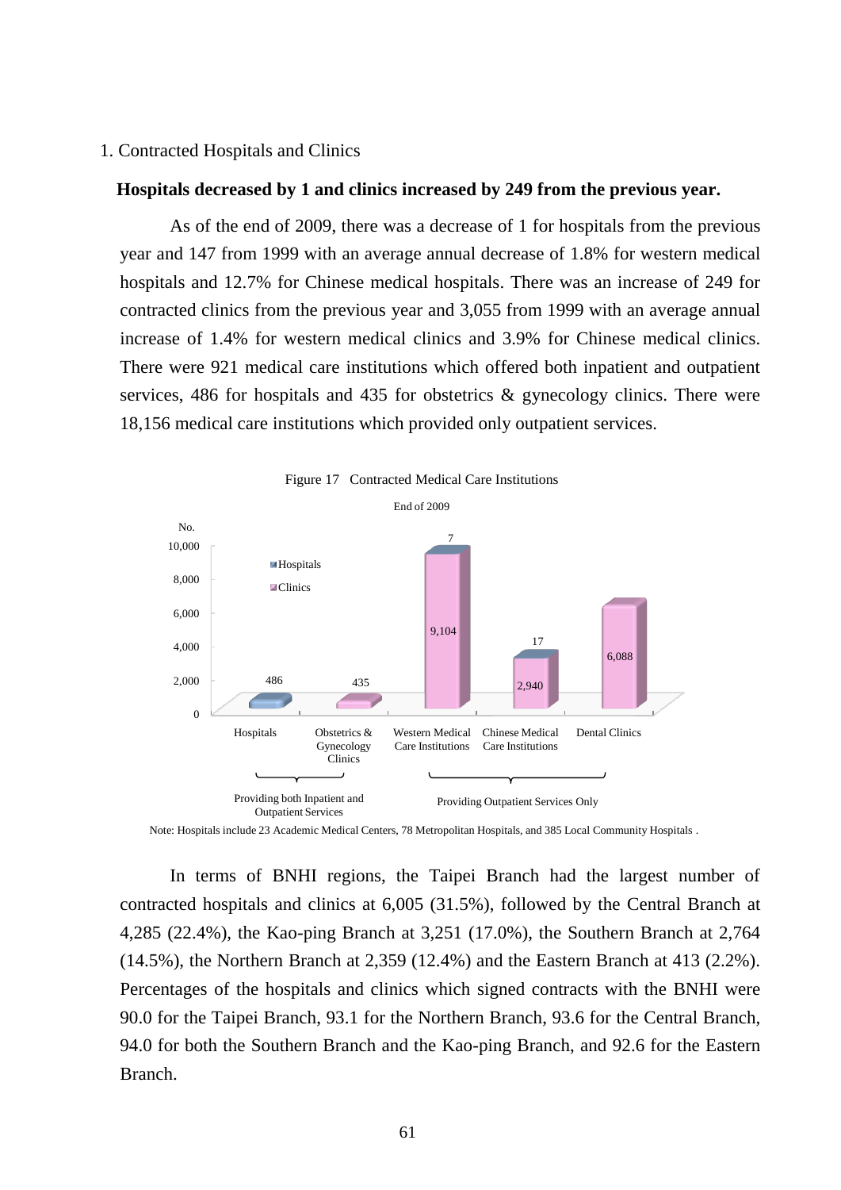## 1. Contracted Hospitals and Clinics

**Hospitals decreased by 1 and clinics increased by 249 from the previous year.**

As of the end of 2009, there was a decrease of 1 for hospitals from the previous year and 147 from 1999 with an average annual decrease of 1.8% for western medical hospitals and 12.7% for Chinese medical hospitals. There was an increase of 249 for contracted clinics from the previous year and 3,055 from 1999 with an average annual increase of 1.4% for western medical clinics and 3.9% for Chinese medical clinics. There were 921 medical care institutions which offered both inpatient and outpatient services, 486 for hospitals and 435 for obstetrics & gynecology clinics. There were 18,156 medical care institutions which provided only outpatient services.

Figure 17 Contracted Medical Care Institutions

End of 2009

| | Hospitals | Clinics |
|---|---|---|
| Hospitals | 486 | |
| Obstetrics & Gynecology Clinics | | 435 |
| Western Medical Care Institutions | 7 | 9,104 |
| Chinese Medical Care Institutions | 17 | 2,940 |
| Dental Clinics | | 6,088 |

Providing both Inpatient and Outpatient Services: Hospitals; Obstetrics & Gynecology Clinics

Providing Outpatient Services Only: Western Medical Care Institutions; Chinese Medical Care Institutions; Dental Clinics

Note: Hospitals include 23 Academic Medical Centers, 78 Metropolitan Hospitals, and 385 Local Community Hospitals .

In terms of BNHI regions, the Taipei Branch had the largest number of contracted hospitals and clinics at 6,005 (31.5%), followed by the Central Branch at 4,285 (22.4%), the Kao-ping Branch at 3,251 (17.0%), the Southern Branch at 2,764 (14.5%), the Northern Branch at 2,359 (12.4%) and the Eastern Branch at 413 (2.2%). Percentages of the hospitals and clinics which signed contracts with the BNHI were 90.0 for the Taipei Branch, 93.1 for the Northern Branch, 93.6 for the Central Branch, 94.0 for both the Southern Branch and the Kao-ping Branch, and 92.6 for the Eastern Branch.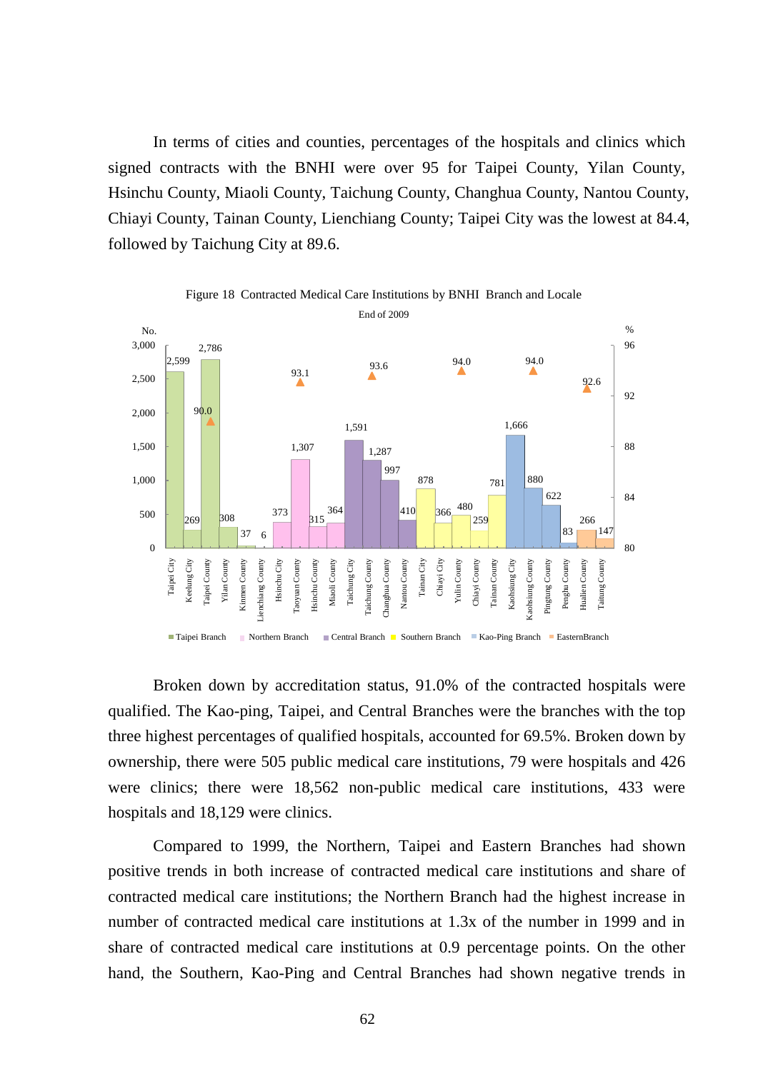In terms of cities and counties, percentages of the hospitals and clinics which signed contracts with the BNHI were over 95 for Taipei County, Yilan County, Hsinchu County, Miaoli County, Taichung County, Changhua County, Nantou County, Chiayi County, Tainan County, Lienchiang County; Taipei City was the lowest at 84.4, followed by Taichung City at 89.6.

Figure 18 Contracted Medical Care Institutions by BNHI Branch and Locale

End of 2009

| Locale | Branch | No. |
|---|---|---|
| Taipei City | Taipei Branch | 2,599 |
| Keelung City | Taipei Branch | 269 |
| Taipei County | Taipei Branch | 2,786 |
| Yilan County | Taipei Branch | 308 |
| Kinmen County | Taipei Branch | 37 |
| Lienchiang County | Taipei Branch | 6 |
| Hsinchu City | Northern Branch | 373 |
| Taoyuan County | Northern Branch | 1,307 |
| Hsinchu County | Northern Branch | 315 |
| Miaoli County | Northern Branch | 364 |
| Taichung City | Central Branch | 1,591 |
| Taichung County | Central Branch | 1,287 |
| Changhua County | Central Branch | 997 |
| Nantou County | Central Branch | 410 |
| Tainan City | Southern Branch | 878 |
| Chiayi City | Southern Branch | 366 |
| Yulin County | Southern Branch | 480 |
| Chiayi County | Southern Branch | 259 |
| Tainan County | Southern Branch | 781 |
| Kaohsiung City | Kao-Ping Branch | 1,666 |
| Kaohsiung County | Kao-Ping Branch | 880 |
| Pingtung County | Kao-Ping Branch | 622 |
| Penghu County | Kao-Ping Branch | 83 |
| Hualien County | EasternBranch | 266 |
| Taitung County | EasternBranch | 147 |

| Branch | % |
|---|---|
| Taipei Branch | 90.0 |
| Northern Branch | 93.1 |
| Central Branch | 93.6 |
| Southern Branch | 94.0 |
| Kao-Ping Branch | 94.0 |
| EasternBranch | 92.6 |

Broken down by accreditation status, 91.0% of the contracted hospitals were qualified. The Kao-ping, Taipei, and Central Branches were the branches with the top three highest percentages of qualified hospitals, accounted for 69.5%. Broken down by ownership, there were 505 public medical care institutions, 79 were hospitals and 426 were clinics; there were 18,562 non-public medical care institutions, 433 were hospitals and 18,129 were clinics.

Compared to 1999, the Northern, Taipei and Eastern Branches had shown positive trends in both increase of contracted medical care institutions and share of contracted medical care institutions; the Northern Branch had the highest increase in number of contracted medical care institutions at 1.3x of the number in 1999 and in share of contracted medical care institutions at 0.9 percentage points. On the other hand, the Southern, Kao-Ping and Central Branches had shown negative trends in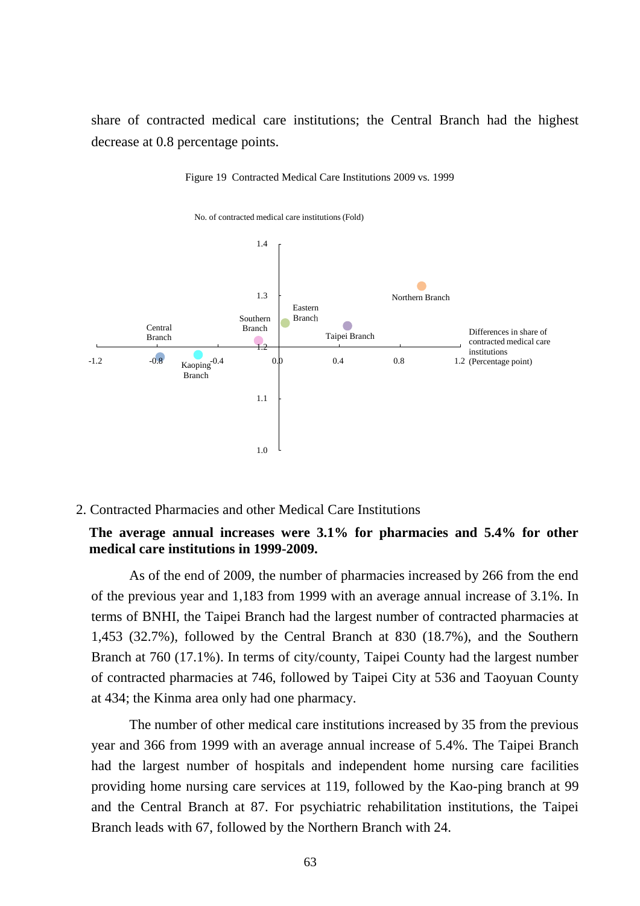share of contracted medical care institutions; the Central Branch had the highest decrease at 0.8 percentage points.

Figure 19 Contracted Medical Care Institutions 2009 vs. 1999

No. of contracted medical care institutions (Fold)

1.4

1.3

Northern Branch

Eastern Branch

Southern Branch

Central Branch

Taipei Branch

Differences in share of contracted medical care institutions (Percentage point)

-1.2 -0.8 -0.4 0.0 0.4 0.8 1.2

Kaoping Branch

1.2

1.1

1.0

2. Contracted Pharmacies and other Medical Care Institutions

**The average annual increases were 3.1% for pharmacies and 5.4% for other medical care institutions in 1999-2009.**

As of the end of 2009, the number of pharmacies increased by 266 from the end of the previous year and 1,183 from 1999 with an average annual increase of 3.1%. In terms of BNHI, the Taipei Branch had the largest number of contracted pharmacies at 1,453 (32.7%), followed by the Central Branch at 830 (18.7%), and the Southern Branch at 760 (17.1%). In terms of city/county, Taipei County had the largest number of contracted pharmacies at 746, followed by Taipei City at 536 and Taoyuan County at 434; the Kinma area only had one pharmacy.

The number of other medical care institutions increased by 35 from the previous year and 366 from 1999 with an average annual increase of 5.4%. The Taipei Branch had the largest number of hospitals and independent home nursing care facilities providing home nursing care services at 119, followed by the Kao-ping branch at 99 and the Central Branch at 87. For psychiatric rehabilitation institutions, the Taipei Branch leads with 67, followed by the Northern Branch with 24.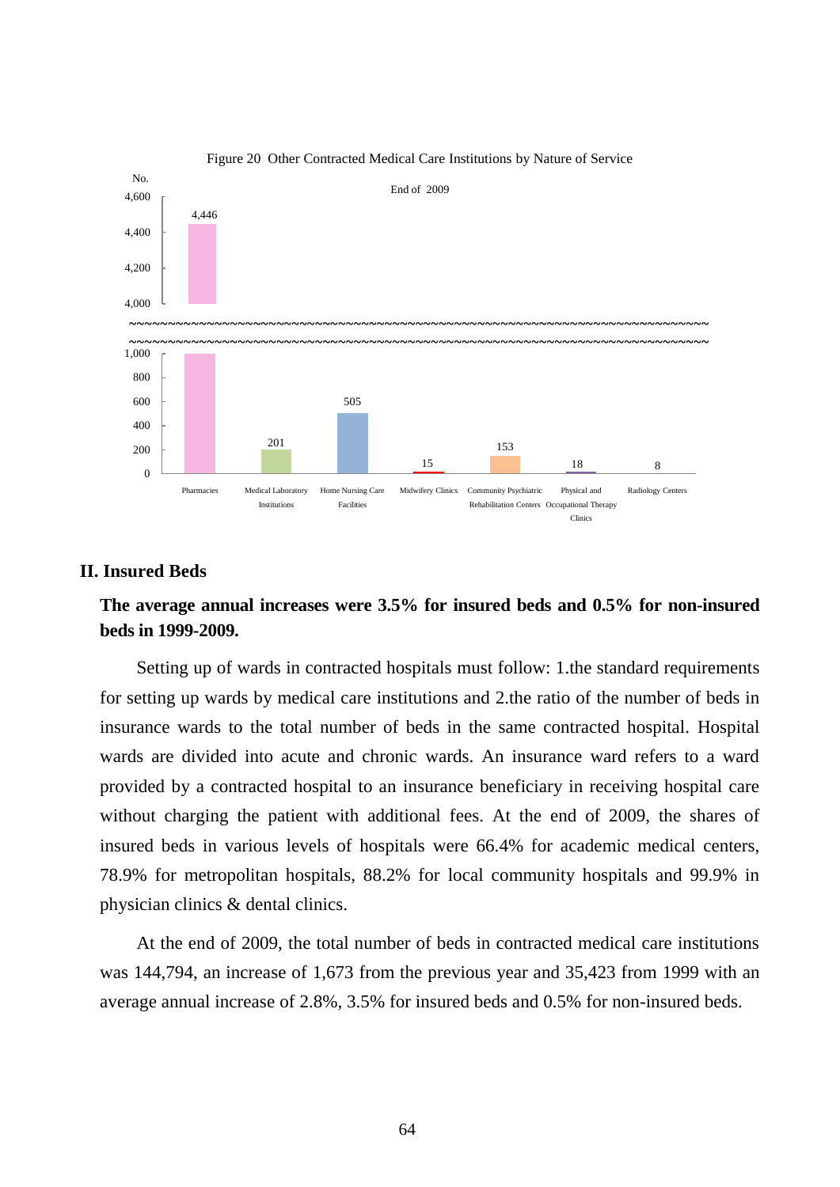Figure 20 Other Contracted Medical Care Institutions by Nature of Service

End of 2009

| Nature of Service | No. |
|---|---|
| Pharmacies | 4,446 |
| Medical Laboratory Institutions | 201 |
| Home Nursing Care Facilities | 505 |
| Midwifery Clinics | 15 |
| Community Psychiatric Rehabilitation Centers | 153 |
| Physical and Occupational Therapy Clinics | 18 |
| Radiology Centers | 8 |

## II. Insured Beds

**The average annual increases were 3.5% for insured beds and 0.5% for non-insured beds in 1999-2009.**

Setting up of wards in contracted hospitals must follow: 1.the standard requirements for setting up wards by medical care institutions and 2.the ratio of the number of beds in insurance wards to the total number of beds in the same contracted hospital. Hospital wards are divided into acute and chronic wards. An insurance ward refers to a ward provided by a contracted hospital to an insurance beneficiary in receiving hospital care without charging the patient with additional fees. At the end of 2009, the shares of insured beds in various levels of hospitals were 66.4% for academic medical centers, 78.9% for metropolitan hospitals, 88.2% for local community hospitals and 99.9% in physician clinics & dental clinics.

At the end of 2009, the total number of beds in contracted medical care institutions was 144,794, an increase of 1,673 from the previous year and 35,423 from 1999 with an average annual increase of 2.8%, 3.5% for insured beds and 0.5% for non-insured beds.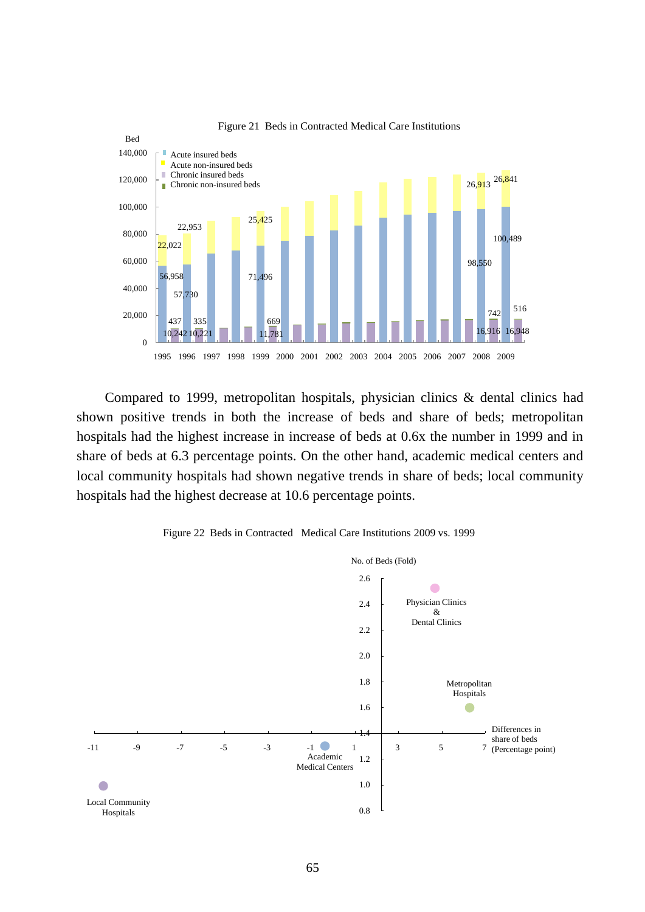Figure 21 Beds in Contracted Medical Care Institutions

Compared to 1999, metropolitan hospitals, physician clinics & dental clinics had shown positive trends in both the increase of beds and share of beds; metropolitan hospitals had the highest increase in increase of beds at 0.6x the number in 1999 and in share of beds at 6.3 percentage points. On the other hand, academic medical centers and local community hospitals had shown negative trends in share of beds; local community hospitals had the highest decrease at 10.6 percentage points.

Figure 22 Beds in Contracted Medical Care Institutions 2009 vs. 1999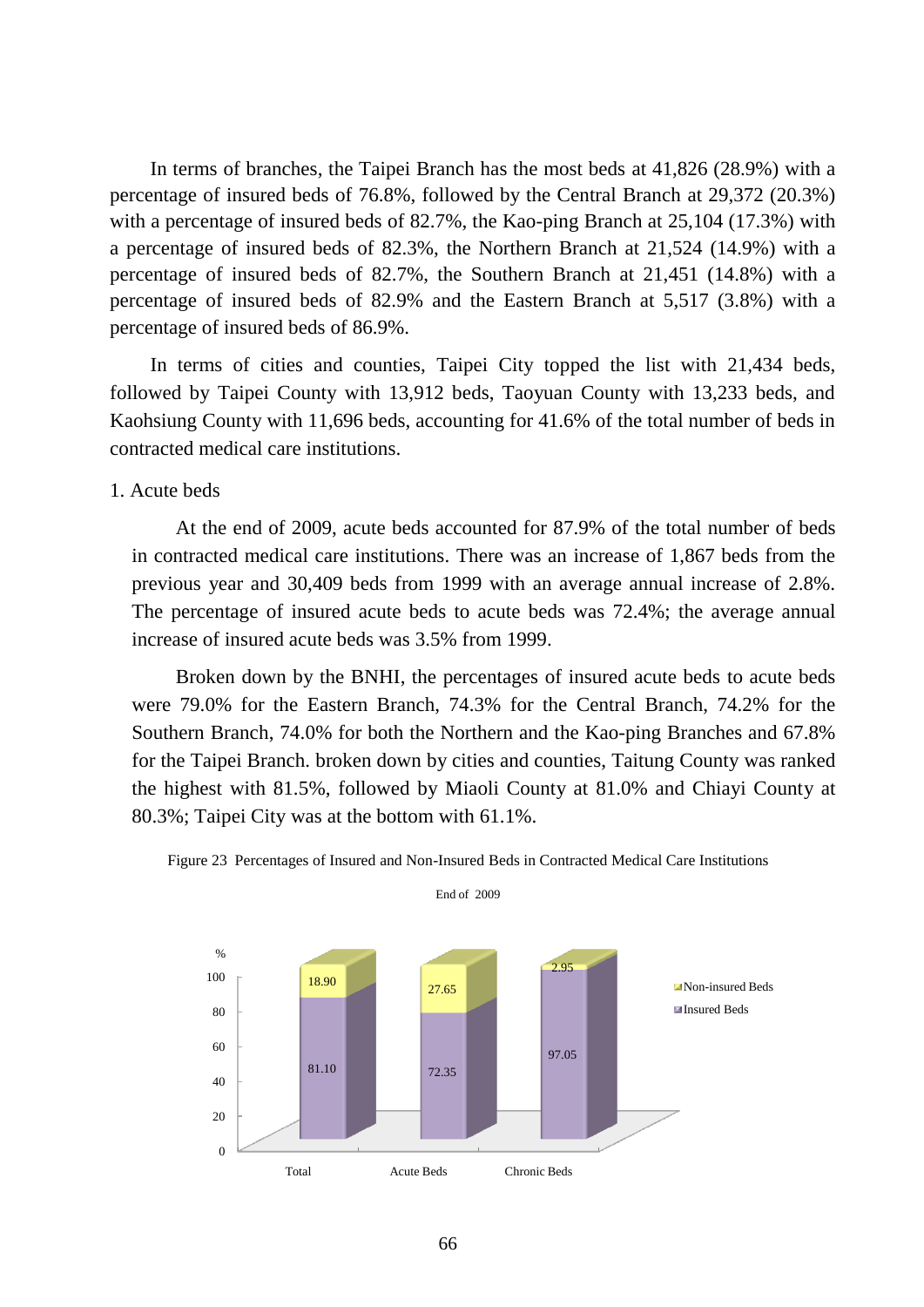In terms of branches, the Taipei Branch has the most beds at 41,826 (28.9%) with a percentage of insured beds of 76.8%, followed by the Central Branch at 29,372 (20.3%) with a percentage of insured beds of 82.7%, the Kao-ping Branch at 25,104 (17.3%) with a percentage of insured beds of 82.3%, the Northern Branch at 21,524 (14.9%) with a percentage of insured beds of 82.7%, the Southern Branch at 21,451 (14.8%) with a percentage of insured beds of 82.9% and the Eastern Branch at 5,517 (3.8%) with a percentage of insured beds of 86.9%.

In terms of cities and counties, Taipei City topped the list with 21,434 beds, followed by Taipei County with 13,912 beds, Taoyuan County with 13,233 beds, and Kaohsiung County with 11,696 beds, accounting for 41.6% of the total number of beds in contracted medical care institutions.

1. Acute beds

At the end of 2009, acute beds accounted for 87.9% of the total number of beds in contracted medical care institutions. There was an increase of 1,867 beds from the previous year and 30,409 beds from 1999 with an average annual increase of 2.8%. The percentage of insured acute beds to acute beds was 72.4%; the average annual increase of insured acute beds was 3.5% from 1999.

Broken down by the BNHI, the percentages of insured acute beds to acute beds were 79.0% for the Eastern Branch, 74.3% for the Central Branch, 74.2% for the Southern Branch, 74.0% for both the Northern and the Kao-ping Branches and 67.8% for the Taipei Branch. broken down by cities and counties, Taitung County was ranked the highest with 81.5%, followed by Miaoli County at 81.0% and Chiayi County at 80.3%; Taipei City was at the bottom with 61.1%.

Figure 23 Percentages of Insured and Non-Insured Beds in Contracted Medical Care Institutions

End of 2009

| | Total | Acute Beds | Chronic Beds |
|---|---|---|---|
| Non-insured Beds (%) | 18.90 | 27.65 | 2.95 |
| Insured Beds (%) | 81.10 | 72.35 | 97.05 |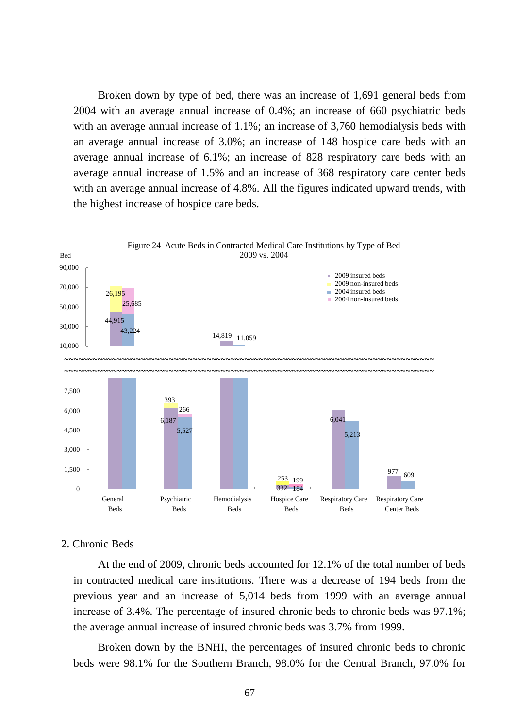Broken down by type of bed, there was an increase of 1,691 general beds from 2004 with an average annual increase of 0.4%; an increase of 660 psychiatric beds with an average annual increase of 1.1%; an increase of 3,760 hemodialysis beds with an average annual increase of 3.0%; an increase of 148 hospice care beds with an average annual increase of 6.1%; an increase of 828 respiratory care beds with an average annual increase of 1.5% and an increase of 368 respiratory care center beds with an average annual increase of 4.8%. All the figures indicated upward trends, with the highest increase of hospice care beds.

Figure 24 Acute Beds in Contracted Medical Care Institutions by Type of Bed 2009 vs. 2004

| Type of Bed | 2009 insured beds | 2009 non-insured beds | 2004 insured beds | 2004 non-insured beds |
|---|---|---|---|---|
| General Beds | 44,915 | 26,195 | 43,224 | 25,685 |
| Psychiatric Beds | 6,187 | 393 | 5,527 | 266 |
| Hemodialysis Beds | 14,819 | | 11,059 | |
| Hospice Care Beds | 332 | 253 | 184 | 199 |
| Respiratory Care Beds | 6,041 | | 5,213 | |
| Respiratory Care Center Beds | 977 | | 609 | |

## 2. Chronic Beds

At the end of 2009, chronic beds accounted for 12.1% of the total number of beds in contracted medical care institutions. There was a decrease of 194 beds from the previous year and an increase of 5,014 beds from 1999 with an average annual increase of 3.4%. The percentage of insured chronic beds to chronic beds was 97.1%; the average annual increase of insured chronic beds was 3.7% from 1999.

Broken down by the BNHI, the percentages of insured chronic beds to chronic beds were 98.1% for the Southern Branch, 98.0% for the Central Branch, 97.0% for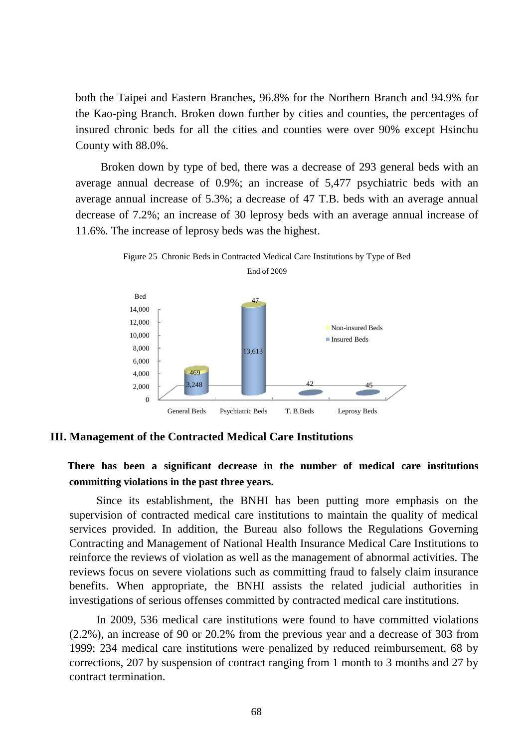both the Taipei and Eastern Branches, 96.8% for the Northern Branch and 94.9% for the Kao-ping Branch. Broken down further by cities and counties, the percentages of insured chronic beds for all the cities and counties were over 90% except Hsinchu County with 88.0%.

Broken down by type of bed, there was a decrease of 293 general beds with an average annual decrease of 0.9%; an increase of 5,477 psychiatric beds with an average annual increase of 5.3%; a decrease of 47 T.B. beds with an average annual decrease of 7.2%; an increase of 30 leprosy beds with an average annual increase of 11.6%. The increase of leprosy beds was the highest.

Figure 25 Chronic Beds in Contracted Medical Care Institutions by Type of Bed

End of 2009

| Type of Bed | Insured Beds | Non-insured Beds |
|---|---|---|
| General Beds | 3,248 | 469 |
| Psychiatric Beds | 13,613 | 47 |
| T. B.Beds | 42 | |
| Leprosy Beds | 45 | |

## III. Management of the Contracted Medical Care Institutions

**There has been a significant decrease in the number of medical care institutions committing violations in the past three years.**

Since its establishment, the BNHI has been putting more emphasis on the supervision of contracted medical care institutions to maintain the quality of medical services provided. In addition, the Bureau also follows the Regulations Governing Contracting and Management of National Health Insurance Medical Care Institutions to reinforce the reviews of violation as well as the management of abnormal activities. The reviews focus on severe violations such as committing fraud to falsely claim insurance benefits. When appropriate, the BNHI assists the related judicial authorities in investigations of serious offenses committed by contracted medical care institutions.

In 2009, 536 medical care institutions were found to have committed violations (2.2%), an increase of 90 or 20.2% from the previous year and a decrease of 303 from 1999; 234 medical care institutions were penalized by reduced reimbursement, 68 by corrections, 207 by suspension of contract ranging from 1 month to 3 months and 27 by contract termination.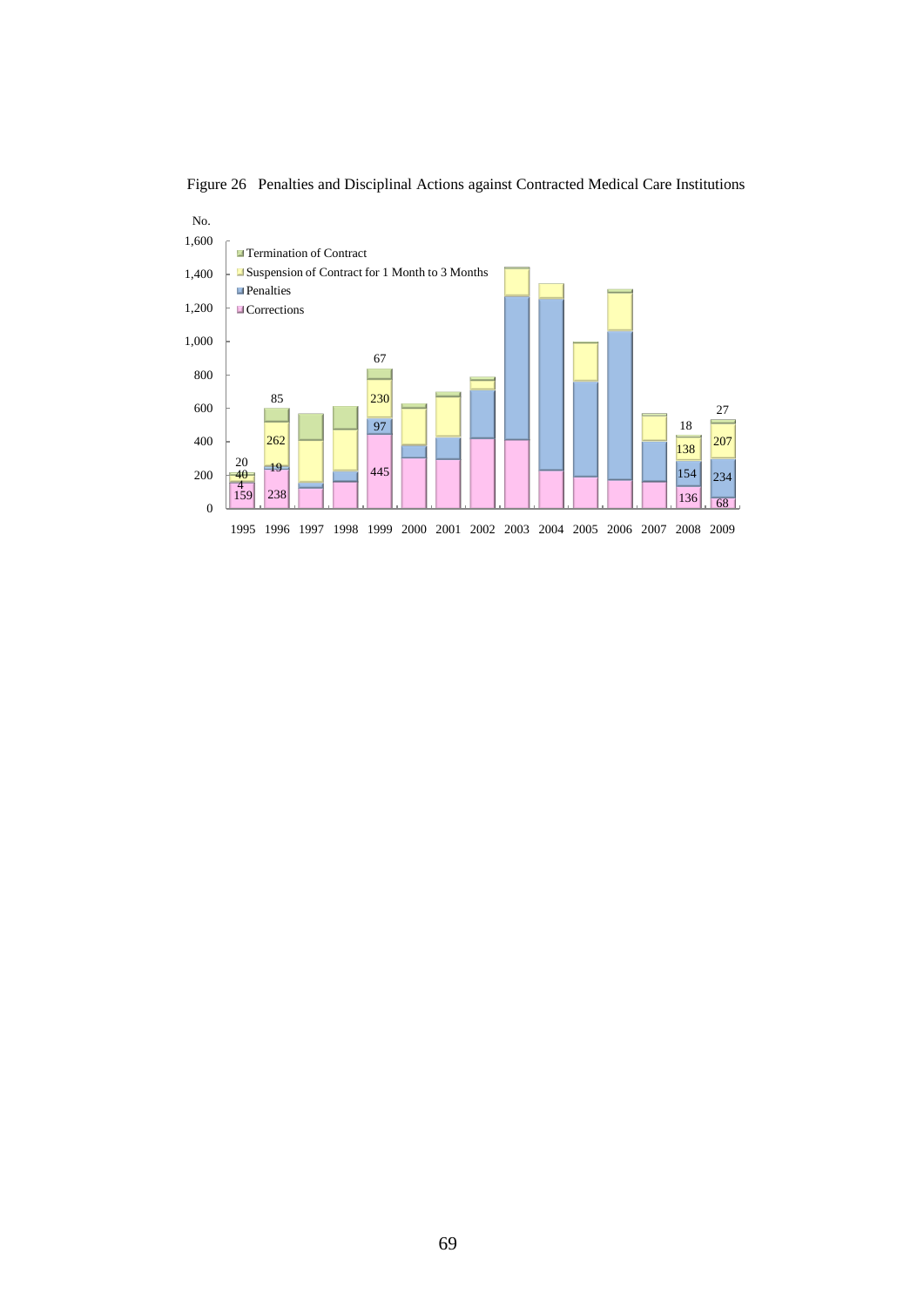Figure 26 Penalties and Disciplinal Actions against Contracted Medical Care Institutions

No.

1,600
1,400
1,200
1,000
800
600
400
200
0

Termination of Contract
Suspension of Contract for 1 Month to 3 Months
Penalties
Corrections

20
40
4
159

85
262
19
238

67
230
97
445

18
138
154
136

27
207
234
68

1995 1996 1997 1998 1999 2000 2001 2002 2003 2004 2005 2006 2007 2008 2009